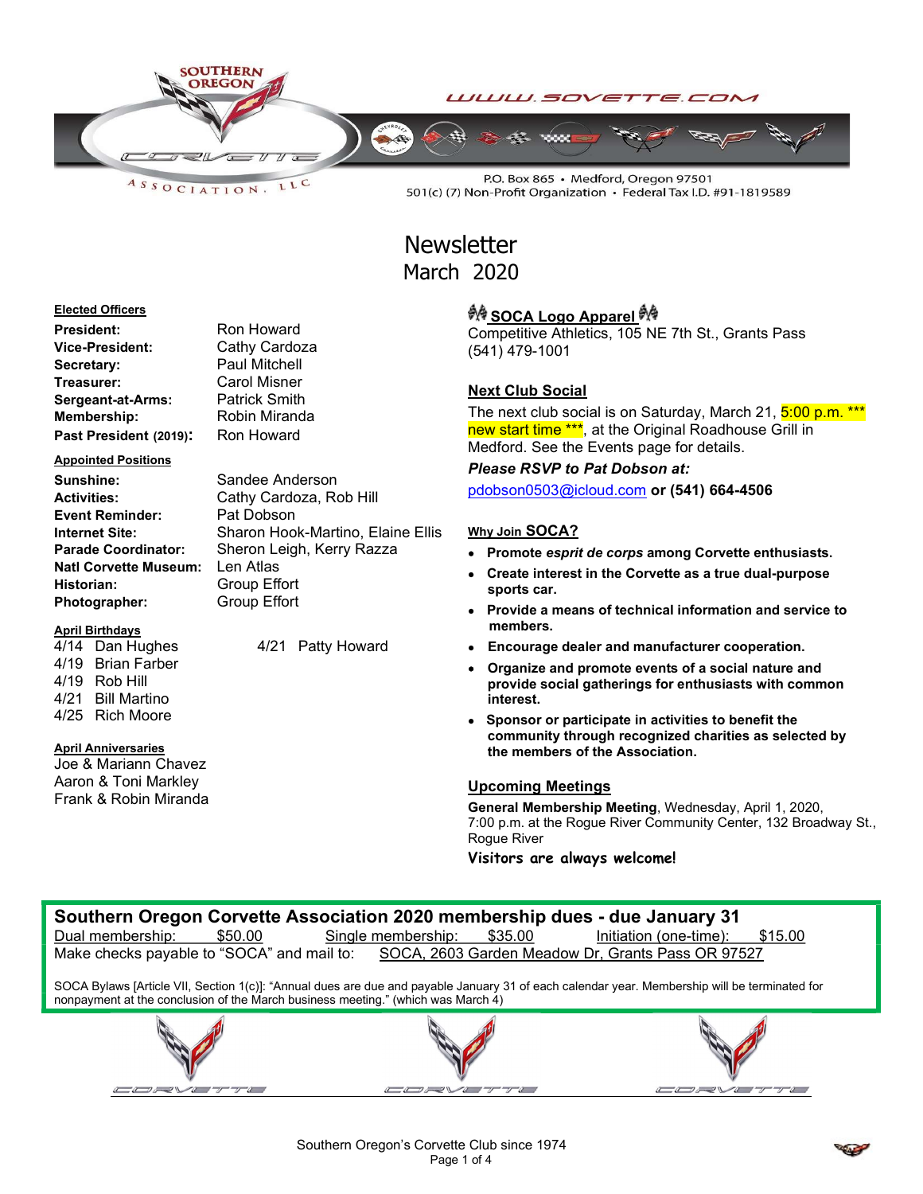SOUTHERN OREGON CORVETTE ASSOCIATION, LLC

WWW.SOVETTE.COM

P.O. Box 865 • Medford, Oregon 97501
501(c) (7) Non-Profit Organization • Federal Tax I.D. #91-1819589

# Newsletter
## March 2020

**Elected Officers**

| | |
|---|---|
| **President:** | Ron Howard |
| **Vice-President:** | Cathy Cardoza |
| **Secretary:** | Paul Mitchell |
| **Treasurer:** | Carol Misner |
| **Sergeant-at-Arms:** | Patrick Smith |
| **Membership:** | Robin Miranda |
| **Past President (2019):** | Ron Howard |

**Appointed Positions**

| | |
|---|---|
| **Sunshine:** | Sandee Anderson |
| **Activities:** | Cathy Cardoza, Rob Hill |
| **Event Reminder:** | Pat Dobson |
| **Internet Site:** | Sharon Hook-Martino, Elaine Ellis |
| **Parade Coordinator:** | Sheron Leigh, Kerry Razza |
| **Natl Corvette Museum:** | Len Atlas |
| **Historian:** | Group Effort |
| **Photographer:** | Group Effort |

**April Birthdays**

4/14 Dan Hughes
4/19 Brian Farber
4/19 Rob Hill
4/21 Bill Martino
4/25 Rich Moore
4/21 Patty Howard

**April Anniversaries**

Joe & Mariann Chavez
Aaron & Toni Markley
Frank & Robin Miranda

**SOCA Logo Apparel**

Competitive Athletics, 105 NE 7th St., Grants Pass
(541) 479-1001

**Next Club Social**

The next club social is on Saturday, March 21, 5:00 p.m. *** new start time ***, at the Original Roadhouse Grill in Medford. See the Events page for details.

***Please RSVP to Pat Dobson at:***

pdobson0503@icloud.com **or (541) 664-4506**

**Why Join SOCA?**

- **Promote *esprit de corps* among Corvette enthusiasts.**
- **Create interest in the Corvette as a true dual-purpose sports car.**
- **Provide a means of technical information and service to members.**
- **Encourage dealer and manufacturer cooperation.**
- **Organize and promote events of a social nature and provide social gatherings for enthusiasts with common interest.**
- **Sponsor or participate in activities to benefit the community through recognized charities as selected by the members of the Association.**

**Upcoming Meetings**

**General Membership Meeting**, Wednesday, April 1, 2020, 7:00 p.m. at the Rogue River Community Center, 132 Broadway St., Rogue River

**Visitors are always welcome!**

**Southern Oregon Corvette Association 2020 membership dues - due January 31**

Dual membership: $50.00 Single membership: $35.00 Initiation (one-time): $15.00

Make checks payable to "SOCA" and mail to: SOCA, 2603 Garden Meadow Dr, Grants Pass OR 97527

SOCA Bylaws [Article VII, Section 1(c)]: "Annual dues are due and payable January 31 of each calendar year. Membership will be terminated for nonpayment at the conclusion of the March business meeting." (which was March 4)

Southern Oregon's Corvette Club since 1974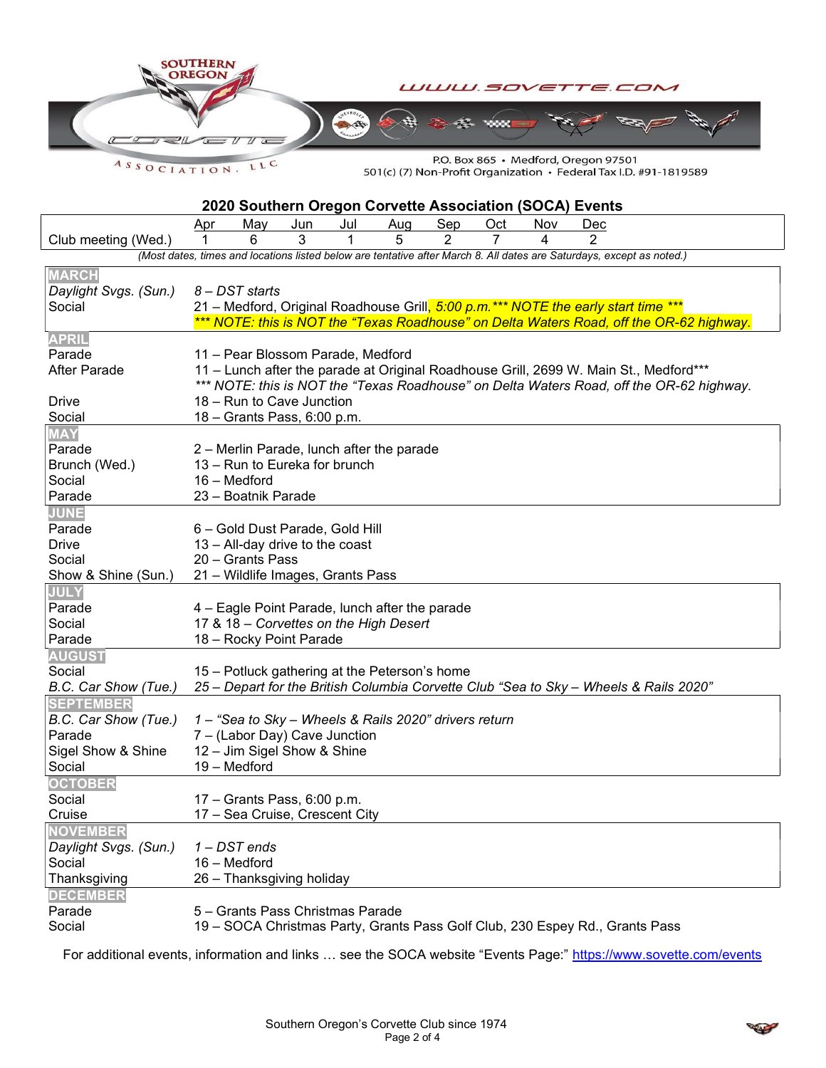SOUTHERN OREGON CORVETTE ASSOCIATION, LLC

WWW.SOVETTE.COM

P.O. Box 865 • Medford, Oregon 97501
501(c) (7) Non-Profit Organization • Federal Tax I.D. #91-1819589

## 2020 Southern Oregon Corvette Association (SOCA) Events

| | Apr | May | Jun | Jul | Aug | Sep | Oct | Nov | Dec |
|---|---|---|---|---|---|---|---|---|---|
| Club meeting (Wed.) | 1 | 6 | 3 | 1 | 5 | 2 | 7 | 4 | 2 |

*(Most dates, times and locations listed below are tentative after March 8. All dates are Saturdays, except as noted.)*

| | |
|---|---|
| **MARCH** | |
| *Daylight Svgs. (Sun.)* | *8 – DST starts* |
| Social | 21 – Medford, Original Roadhouse Grill, *5:00 p.m.\*\*\* NOTE the early start time \*\*\** *\*\*\* NOTE: this is NOT the "Texas Roadhouse" on Delta Waters Road, off the OR-62 highway.* |
| **APRIL** | |
| Parade | 11 – Pear Blossom Parade, Medford |
| After Parade | 11 – Lunch after the parade at Original Roadhouse Grill, 2699 W. Main St., Medford\*\*\* *\*\*\* NOTE: this is NOT the "Texas Roadhouse" on Delta Waters Road, off the OR-62 highway.* |
| Drive | 18 – Run to Cave Junction |
| Social | 18 – Grants Pass, 6:00 p.m. |
| **MAY** | |
| Parade | 2 – Merlin Parade, lunch after the parade |
| Brunch (Wed.) | 13 – Run to Eureka for brunch |
| Social | 16 – Medford |
| Parade | 23 – Boatnik Parade |
| **JUNE** | |
| Parade | 6 – Gold Dust Parade, Gold Hill |
| Drive | 13 – All-day drive to the coast |
| Social | 20 – Grants Pass |
| Show & Shine (Sun.) | 21 – Wildlife Images, Grants Pass |
| **JULY** | |
| Parade | 4 – Eagle Point Parade, lunch after the parade |
| Social | 17 & 18 – *Corvettes on the High Desert* |
| Parade | 18 – Rocky Point Parade |
| **AUGUST** | |
| Social | 15 – Potluck gathering at the Peterson's home |
| *B.C. Car Show (Tue.)* | *25 – Depart for the British Columbia Corvette Club "Sea to Sky – Wheels & Rails 2020"* |
| **SEPTEMBER** | |
| *B.C. Car Show (Tue.)* | *1 – "Sea to Sky – Wheels & Rails 2020" drivers return* |
| Parade | 7 – (Labor Day) Cave Junction |
| Sigel Show & Shine | 12 – Jim Sigel Show & Shine |
| Social | 19 – Medford |
| **OCTOBER** | |
| Social | 17 – Grants Pass, 6:00 p.m. |
| Cruise | 17 – Sea Cruise, Crescent City |
| **NOVEMBER** | |
| *Daylight Svgs. (Sun.)* | *1 – DST ends* |
| Social | 16 – Medford |
| Thanksgiving | 26 – Thanksgiving holiday |
| **DECEMBER** | |
| Parade | 5 – Grants Pass Christmas Parade |
| Social | 19 – SOCA Christmas Party, Grants Pass Golf Club, 230 Espey Rd., Grants Pass |

For additional events, information and links … see the SOCA website "Events Page:" https://www.sovette.com/events

Southern Oregon's Corvette Club since 1974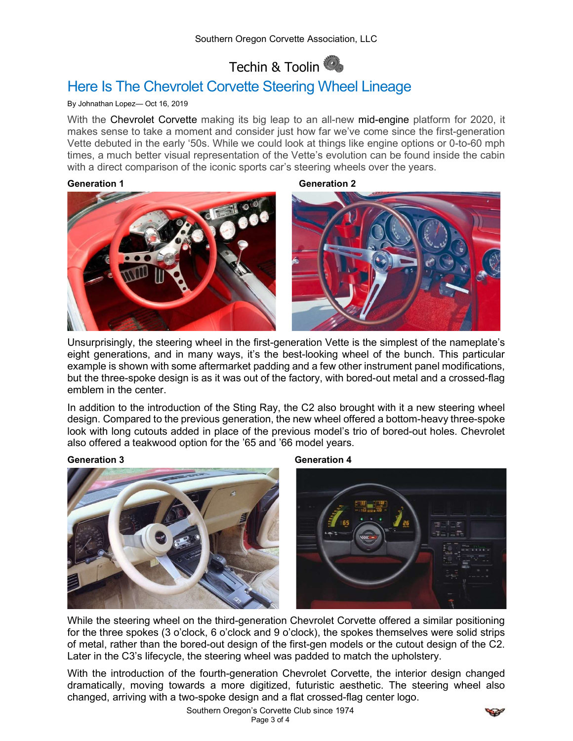# Techin & Toolin

## Here Is The Chevrolet Corvette Steering Wheel Lineage

By Johnathan Lopez— Oct 16, 2019

With the Chevrolet Corvette making its big leap to an all-new mid-engine platform for 2020, it makes sense to take a moment and consider just how far we've come since the first-generation Vette debuted in the early '50s. While we could look at things like engine options or 0-to-60 mph times, a much better visual representation of the Vette's evolution can be found inside the cabin with a direct comparison of the iconic sports car's steering wheels over the years.

**Generation 1**

**Generation 2**

Unsurprisingly, the steering wheel in the first-generation Vette is the simplest of the nameplate's eight generations, and in many ways, it's the best-looking wheel of the bunch. This particular example is shown with some aftermarket padding and a few other instrument panel modifications, but the three-spoke design is as it was out of the factory, with bored-out metal and a crossed-flag emblem in the center.

In addition to the introduction of the Sting Ray, the C2 also brought with it a new steering wheel design. Compared to the previous generation, the new wheel offered a bottom-heavy three-spoke look with long cutouts added in place of the previous model's trio of bored-out holes. Chevrolet also offered a teakwood option for the '65 and '66 model years.

**Generation 3**

**Generation 4**

While the steering wheel on the third-generation Chevrolet Corvette offered a similar positioning for the three spokes (3 o'clock, 6 o'clock and 9 o'clock), the spokes themselves were solid strips of metal, rather than the bored-out design of the first-gen models or the cutout design of the C2. Later in the C3's lifecycle, the steering wheel was padded to match the upholstery.

With the introduction of the fourth-generation Chevrolet Corvette, the interior design changed dramatically, moving towards a more digitized, futuristic aesthetic. The steering wheel also changed, arriving with a two-spoke design and a flat crossed-flag center logo.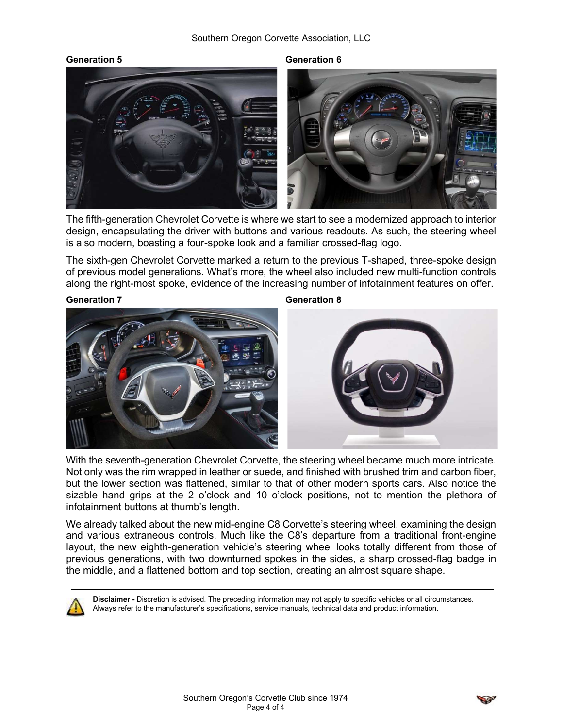**Generation 5**

**Generation 6**

The fifth-generation Chevrolet Corvette is where we start to see a modernized approach to interior design, encapsulating the driver with buttons and various readouts. As such, the steering wheel is also modern, boasting a four-spoke look and a familiar crossed-flag logo.

The sixth-gen Chevrolet Corvette marked a return to the previous T-shaped, three-spoke design of previous model generations. What's more, the wheel also included new multi-function controls along the right-most spoke, evidence of the increasing number of infotainment features on offer.

**Generation 7**

**Generation 8**

With the seventh-generation Chevrolet Corvette, the steering wheel became much more intricate. Not only was the rim wrapped in leather or suede, and finished with brushed trim and carbon fiber, but the lower section was flattened, similar to that of other modern sports cars. Also notice the sizable hand grips at the 2 o'clock and 10 o'clock positions, not to mention the plethora of infotainment buttons at thumb's length.

We already talked about the new mid-engine C8 Corvette's steering wheel, examining the design and various extraneous controls. Much like the C8's departure from a traditional front-engine layout, the new eighth-generation vehicle's steering wheel looks totally different from those of previous generations, with two downturned spokes in the sides, a sharp crossed-flag badge in the middle, and a flattened bottom and top section, creating an almost square shape.

---

**Disclaimer -** Discretion is advised. The preceding information may not apply to specific vehicles or all circumstances. Always refer to the manufacturer's specifications, service manuals, technical data and product information.